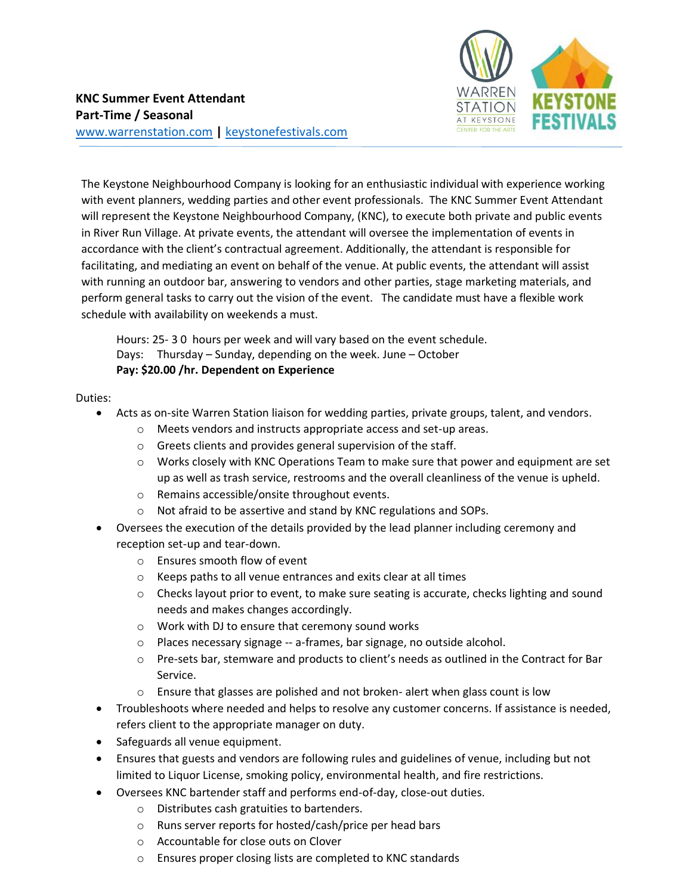**KNC Summer Event Attendant**
**Part-Time / Seasonal**
www.warrenstation.com | keystonefestivals.com

The Keystone Neighbourhood Company is looking for an enthusiastic individual with experience working with event planners, wedding parties and other event professionals. The KNC Summer Event Attendant will represent the Keystone Neighbourhood Company, (KNC), to execute both private and public events in River Run Village. At private events, the attendant will oversee the implementation of events in accordance with the client's contractual agreement. Additionally, the attendant is responsible for facilitating, and mediating an event on behalf of the venue. At public events, the attendant will assist with running an outdoor bar, answering to vendors and other parties, stage marketing materials, and perform general tasks to carry out the vision of the event. The candidate must have a flexible work schedule with availability on weekends a must.

Hours: 25- 3 0 hours per week and will vary based on the event schedule.
Days: Thursday – Sunday, depending on the week. June – October
**Pay: $20.00 /hr. Dependent on Experience**

Duties:

- Acts as on-site Warren Station liaison for wedding parties, private groups, talent, and vendors.
  - Meets vendors and instructs appropriate access and set-up areas.
  - Greets clients and provides general supervision of the staff.
  - Works closely with KNC Operations Team to make sure that power and equipment are set up as well as trash service, restrooms and the overall cleanliness of the venue is upheld.
  - Remains accessible/onsite throughout events.
  - Not afraid to be assertive and stand by KNC regulations and SOPs.
- Oversees the execution of the details provided by the lead planner including ceremony and reception set-up and tear-down.
  - Ensures smooth flow of event
  - Keeps paths to all venue entrances and exits clear at all times
  - Checks layout prior to event, to make sure seating is accurate, checks lighting and sound needs and makes changes accordingly.
  - Work with DJ to ensure that ceremony sound works
  - Places necessary signage -- a-frames, bar signage, no outside alcohol.
  - Pre-sets bar, stemware and products to client's needs as outlined in the Contract for Bar Service.
  - Ensure that glasses are polished and not broken- alert when glass count is low
- Troubleshoots where needed and helps to resolve any customer concerns. If assistance is needed, refers client to the appropriate manager on duty.
- Safeguards all venue equipment.
- Ensures that guests and vendors are following rules and guidelines of venue, including but not limited to Liquor License, smoking policy, environmental health, and fire restrictions.
- Oversees KNC bartender staff and performs end-of-day, close-out duties.
  - Distributes cash gratuities to bartenders.
  - Runs server reports for hosted/cash/price per head bars
  - Accountable for close outs on Clover
  - Ensures proper closing lists are completed to KNC standards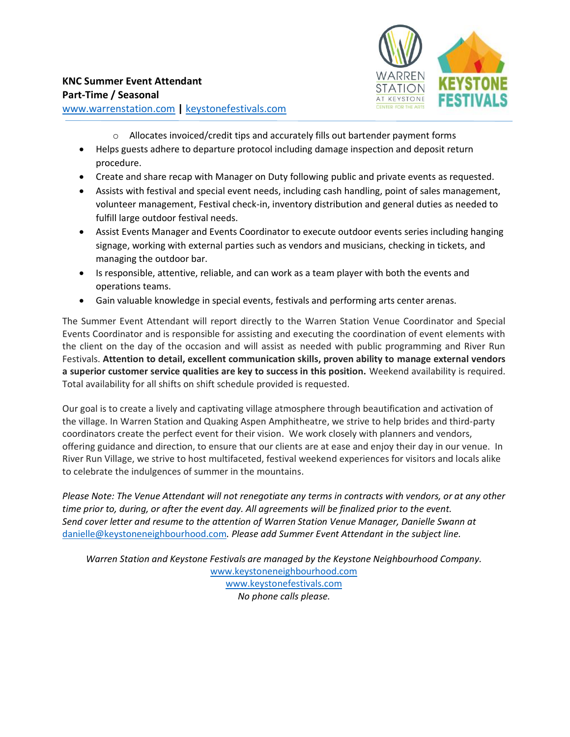- Allocates invoiced/credit tips and accurately fills out bartender payment forms
- Helps guests adhere to departure protocol including damage inspection and deposit return procedure.
- Create and share recap with Manager on Duty following public and private events as requested.
- Assists with festival and special event needs, including cash handling, point of sales management, volunteer management, Festival check-in, inventory distribution and general duties as needed to fulfill large outdoor festival needs.
- Assist Events Manager and Events Coordinator to execute outdoor events series including hanging signage, working with external parties such as vendors and musicians, checking in tickets, and managing the outdoor bar.
- Is responsible, attentive, reliable, and can work as a team player with both the events and operations teams.
- Gain valuable knowledge in special events, festivals and performing arts center arenas.

The Summer Event Attendant will report directly to the Warren Station Venue Coordinator and Special Events Coordinator and is responsible for assisting and executing the coordination of event elements with the client on the day of the occasion and will assist as needed with public programming and River Run Festivals. **Attention to detail, excellent communication skills, proven ability to manage external vendors a superior customer service qualities are key to success in this position.** Weekend availability is required. Total availability for all shifts on shift schedule provided is requested.

Our goal is to create a lively and captivating village atmosphere through beautification and activation of the village. In Warren Station and Quaking Aspen Amphitheatre, we strive to help brides and third-party coordinators create the perfect event for their vision. We work closely with planners and vendors, offering guidance and direction, to ensure that our clients are at ease and enjoy their day in our venue. In River Run Village, we strive to host multifaceted, festival weekend experiences for visitors and locals alike to celebrate the indulgences of summer in the mountains.

*Please Note: The Venue Attendant will not renegotiate any terms in contracts with vendors, or at any other time prior to, during, or after the event day. All agreements will be finalized prior to the event.*
*Send cover letter and resume to the attention of Warren Station Venue Manager, Danielle Swann at* danielle@keystoneneighbourhood.com. *Please add Summer Event Attendant in the subject line.*

*Warren Station and Keystone Festivals are managed by the Keystone Neighbourhood Company.*
www.keystoneneighbourhood.com
www.keystonefestivals.com
*No phone calls please.*